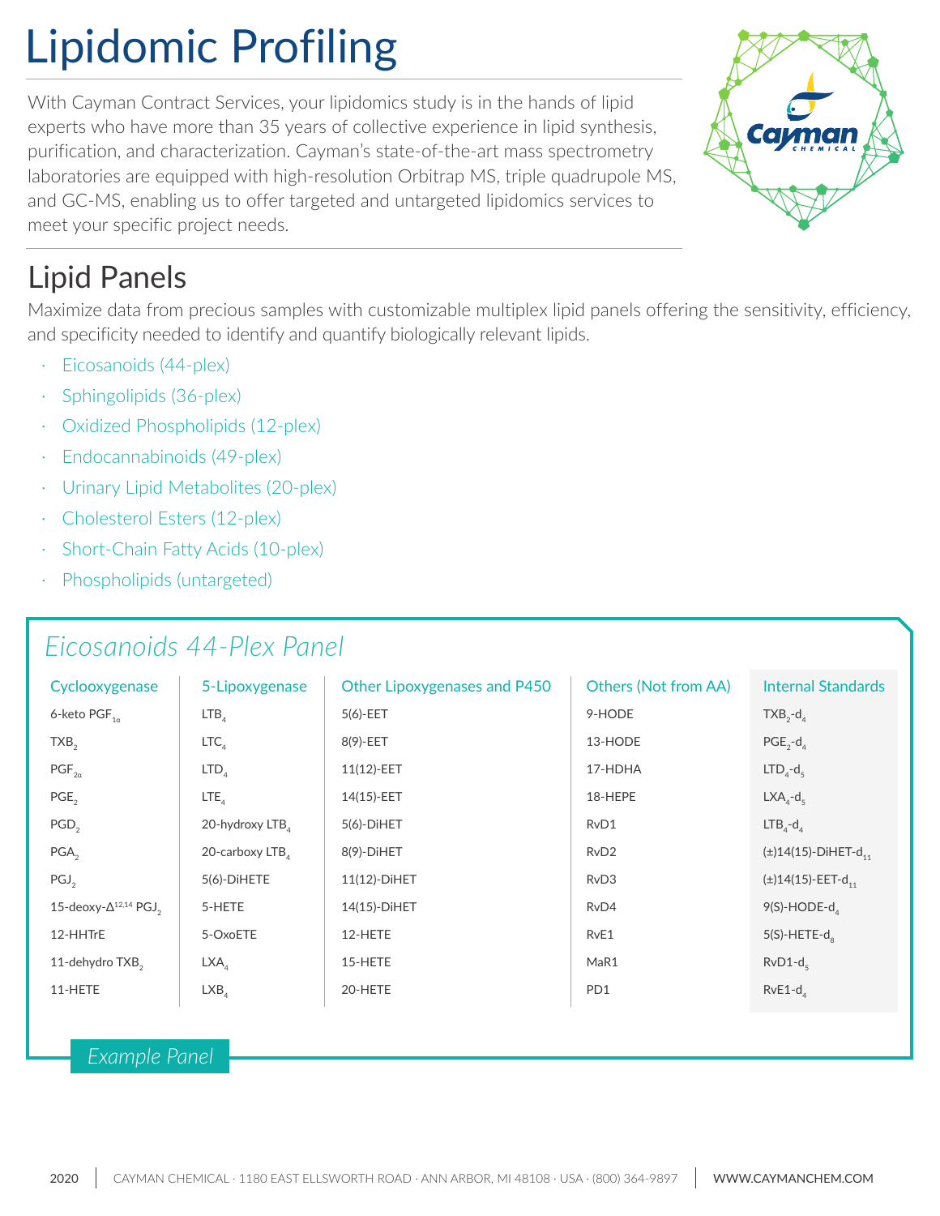# Lipidomic Profiling

With Cayman Contract Services, your lipidomics study is in the hands of lipid experts who have more than 35 years of collective experience in lipid synthesis, purification, and characterization. Cayman's state-of-the-art mass spectrometry laboratories are equipped with high-resolution Orbitrap MS, triple quadrupole MS, and GC-MS, enabling us to offer targeted and untargeted lipidomics services to meet your specific project needs.

## Lipid Panels

Maximize data from precious samples with customizable multiplex lipid panels offering the sensitivity, efficiency, and specificity needed to identify and quantify biologically relevant lipids.

- Eicosanoids (44-plex)
- Sphingolipids (36-plex)
- Oxidized Phospholipids (12-plex)
- Endocannabinoids (49-plex)
- Urinary Lipid Metabolites (20-plex)
- Cholesterol Esters (12-plex)
- Short-Chain Fatty Acids (10-plex)
- Phospholipids (untargeted)

### *Eicosanoids 44-Plex Panel*

| Cyclooxygenase | 5-Lipoxygenase | Other Lipoxygenases and P450 | Others (Not from AA) | Internal Standards |
|---|---|---|---|---|
| 6-keto $PGF_{1\alpha}$ | $LTB_4$ | 5(6)-EET | 9-HODE | $TXB_2$-$d_4$ |
| $TXB_2$ | $LTC_4$ | 8(9)-EET | 13-HODE | $PGE_2$-$d_4$ |
| $PGF_{2\alpha}$ | $LTD_4$ | 11(12)-EET | 17-HDHA | $LTD_4$-$d_5$ |
| $PGE_2$ | $LTE_4$ | 14(15)-EET | 18-HEPE | $LXA_4$-$d_5$ |
| $PGD_2$ | 20-hydroxy $LTB_4$ | 5(6)-DiHET | RvD1 | $LTB_4$-$d_4$ |
| $PGA_2$ | 20-carboxy $LTB_4$ | 8(9)-DiHET | RvD2 | (±)14(15)-DiHET-$d_{11}$ |
| $PGJ_2$ | 5(6)-DiHETE | 11(12)-DiHET | RvD3 | (±)14(15)-EET-$d_{11}$ |
| 15-deoxy-$\Delta^{12,14}$ $PGJ_2$ | 5-HETE | 14(15)-DiHET | RvD4 | 9(S)-HODE-$d_4$ |
| 12-HHTrE | 5-OxoETE | 12-HETE | RvE1 | 5(S)-HETE-$d_8$ |
| 11-dehydro $TXB_2$ | $LXA_4$ | 15-HETE | MaR1 | RvD1-$d_5$ |
| 11-HETE | $LXB_4$ | 20-HETE | PD1 | RvE1-$d_4$ |

*Example Panel*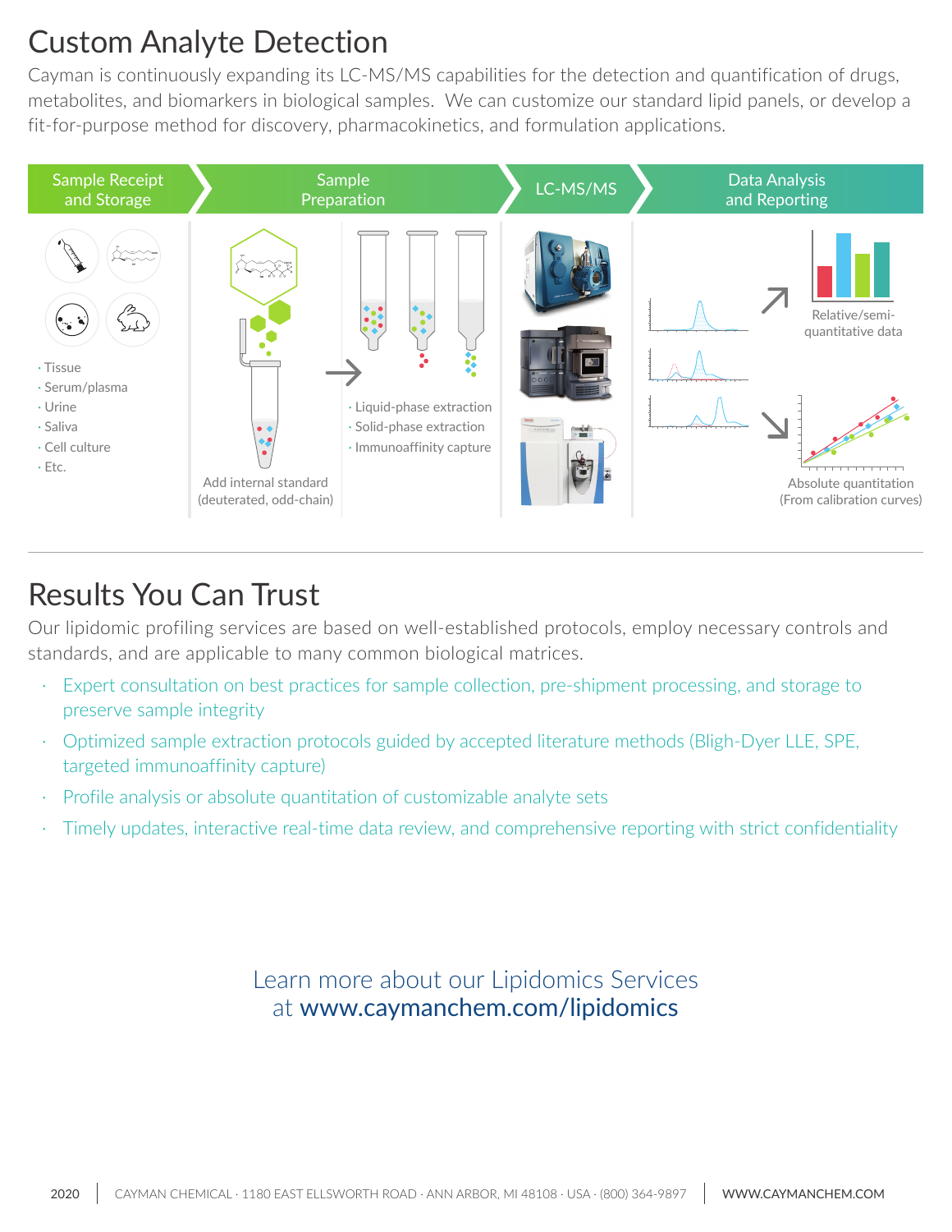# Custom Analyte Detection

Cayman is continuously expanding its LC-MS/MS capabilities for the detection and quantification of drugs, metabolites, and biomarkers in biological samples. We can customize our standard lipid panels, or develop a fit-for-purpose method for discovery, pharmacokinetics, and formulation applications.

Sample Receipt and Storage

Sample Preparation

LC-MS/MS

Data Analysis and Reporting

- Tissue
- Serum/plasma
- Urine
- Saliva
- Cell culture
- Etc.

Add internal standard (deuterated, odd-chain)

- Liquid-phase extraction
- Solid-phase extraction
- Immunoaffinity capture

Relative/semi-quantitative data

Absolute quantitation (From calibration curves)

# Results You Can Trust

Our lipidomic profiling services are based on well-established protocols, employ necessary controls and standards, and are applicable to many common biological matrices.

- Expert consultation on best practices for sample collection, pre-shipment processing, and storage to preserve sample integrity
- Optimized sample extraction protocols guided by accepted literature methods (Bligh-Dyer LLE, SPE, targeted immunoaffinity capture)
- Profile analysis or absolute quantitation of customizable analyte sets
- Timely updates, interactive real-time data review, and comprehensive reporting with strict confidentiality

Learn more about our Lipidomics Services at **www.caymanchem.com/lipidomics**

2020 | CAYMAN CHEMICAL · 1180 EAST ELLSWORTH ROAD · ANN ARBOR, MI 48108 · USA · (800) 364-9897 | WWW.CAYMANCHEM.COM